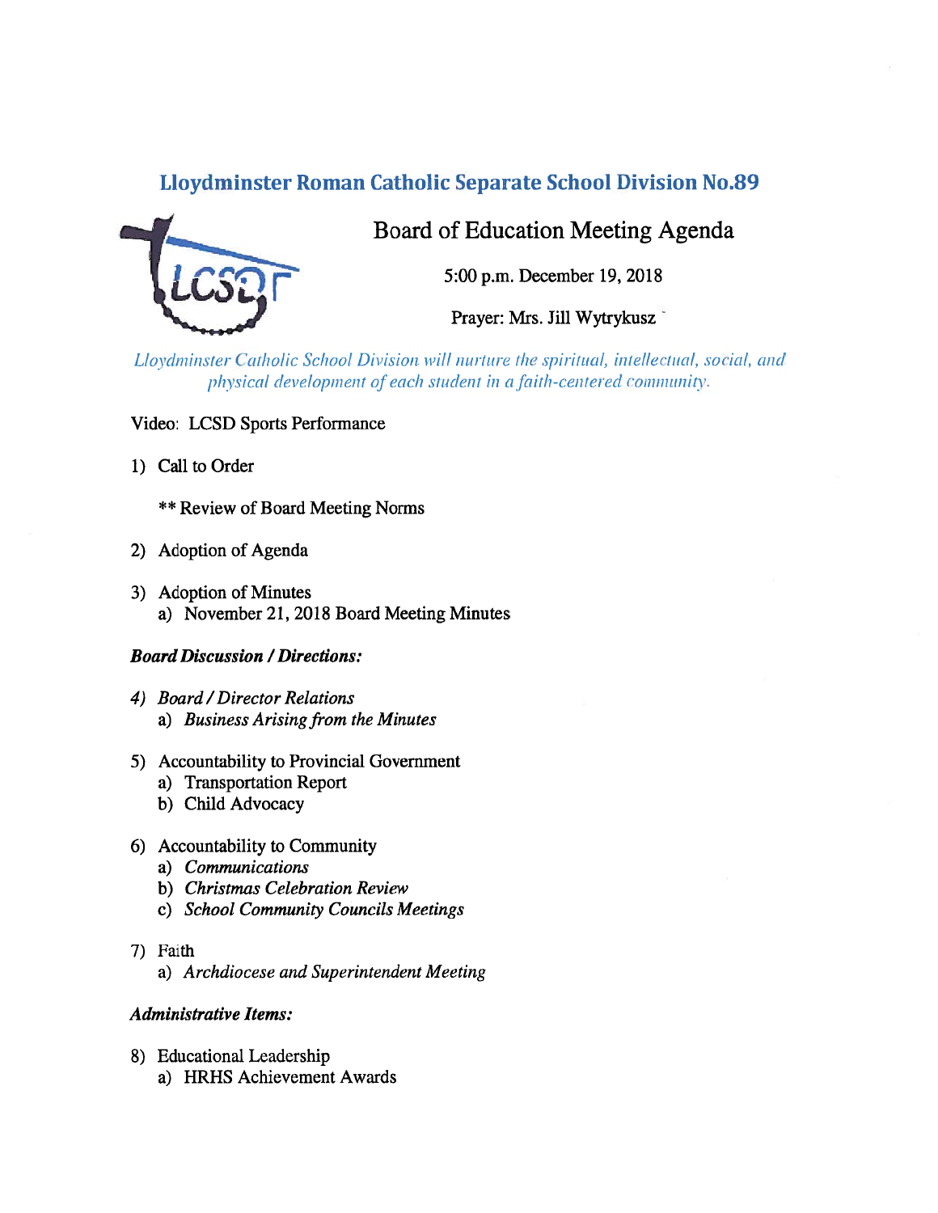# Lloydminster Roman Catholic Separate School Division No.89

## Board of Education Meeting Agenda

5:00 p.m. December 19, 2018

Prayer: Mrs. Jill Wytrykusz

*Lloydminster Catholic School Division will nurture the spiritual, intellectual, social, and physical development of each student in a faith-centered community.*

Video: LCSD Sports Performance

1) Call to Order

   ** Review of Board Meeting Norms

2) Adoption of Agenda

3) Adoption of Minutes
   a) November 21, 2018 Board Meeting Minutes

***Board Discussion / Directions:***

4) *Board / Director Relations*
   a) *Business Arising from the Minutes*

5) Accountability to Provincial Government
   a) Transportation Report
   b) Child Advocacy

6) Accountability to Community
   a) *Communications*
   b) *Christmas Celebration Review*
   c) *School Community Councils Meetings*

7) Faith
   a) *Archdiocese and Superintendent Meeting*

***Administrative Items:***

8) Educational Leadership
   a) HRHS Achievement Awards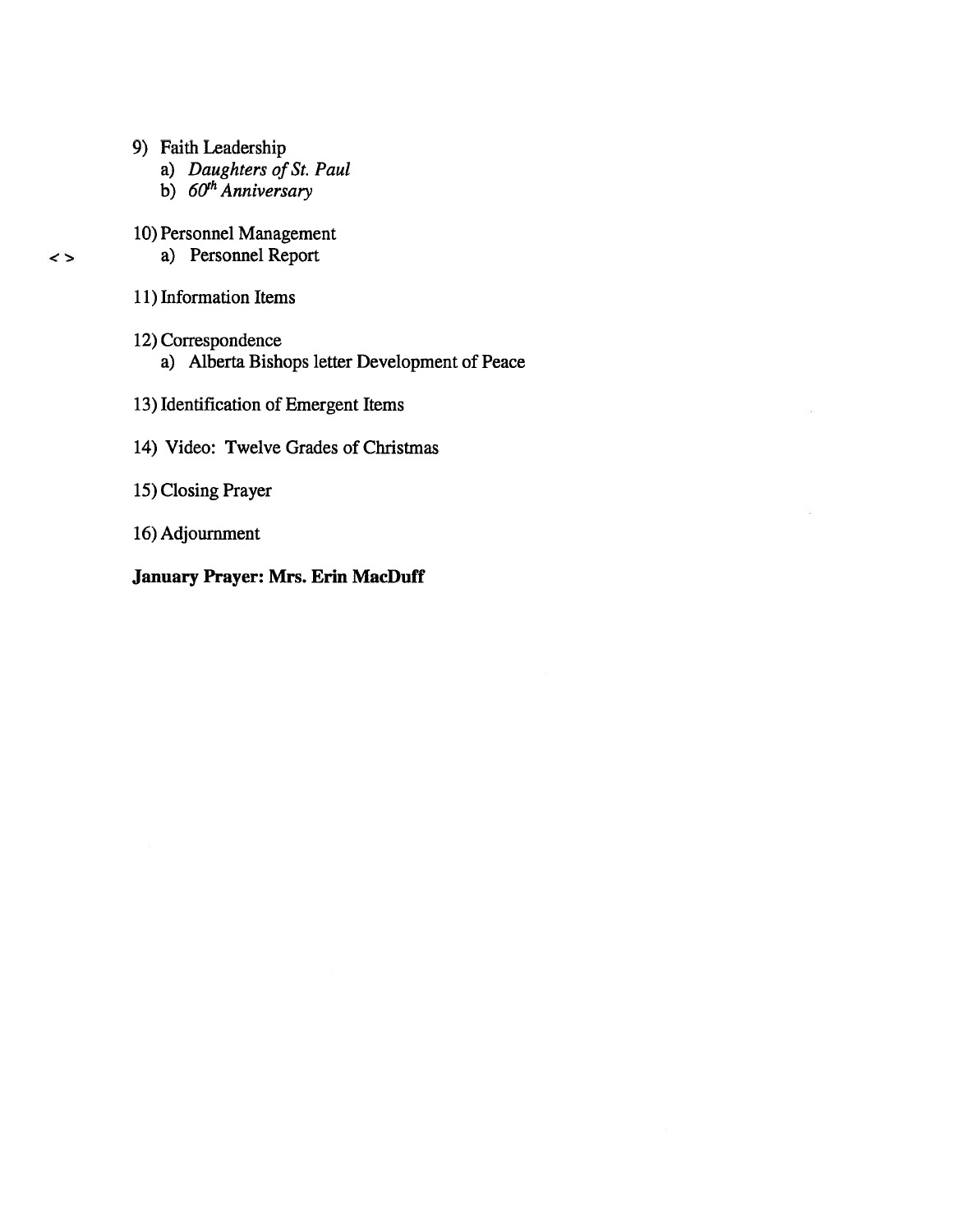9) Faith Leadership
   a) *Daughters of St. Paul*
   b) *60th Anniversary*

10) Personnel Management
<> a) Personnel Report

11) Information Items

12) Correspondence
   a) Alberta Bishops letter Development of Peace

13) Identification of Emergent Items

14) Video: Twelve Grades of Christmas

15) Closing Prayer

16) Adjournment

**January Prayer: Mrs. Erin MacDuff**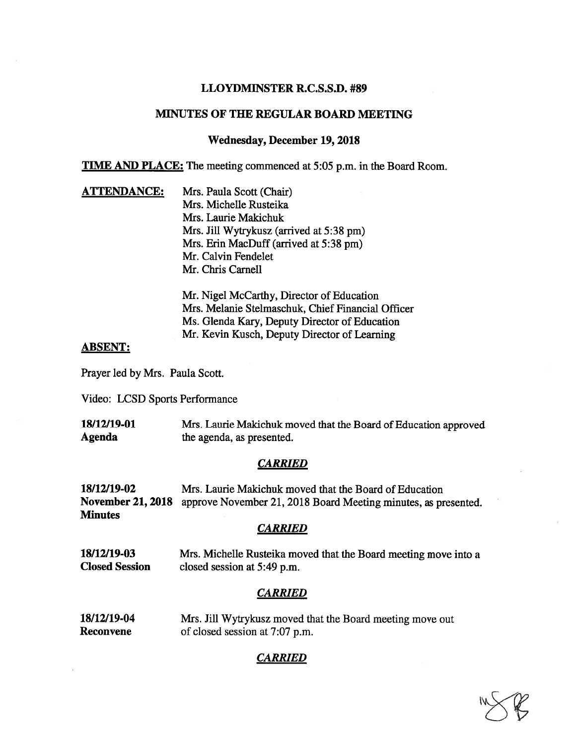**LLOYDMINSTER R.C.S.S.D. #89**

**MINUTES OF THE REGULAR BOARD MEETING**

**Wednesday, December 19, 2018**

**TIME AND PLACE:** The meeting commenced at 5:05 p.m. in the Board Room.

**ATTENDANCE:**

Mrs. Paula Scott (Chair)
Mrs. Michelle Rusteika
Mrs. Laurie Makichuk
Mrs. Jill Wytrykusz (arrived at 5:38 pm)
Mrs. Erin MacDuff (arrived at 5:38 pm)
Mr. Calvin Fendelet
Mr. Chris Carnell

Mr. Nigel McCarthy, Director of Education
Mrs. Melanie Stelmaschuk, Chief Financial Officer
Ms. Glenda Kary, Deputy Director of Education
Mr. Kevin Kusch, Deputy Director of Learning

**ABSENT:**

Prayer led by Mrs. Paula Scott.

Video: LCSD Sports Performance

**18/12/19-01**
**Agenda**

Mrs. Laurie Makichuk moved that the Board of Education approved the agenda, as presented.

***CARRIED***

**18/12/19-02**
**November 21, 2018 Minutes**

Mrs. Laurie Makichuk moved that the Board of Education approve November 21, 2018 Board Meeting minutes, as presented.

***CARRIED***

**18/12/19-03**
**Closed Session**

Mrs. Michelle Rusteika moved that the Board meeting move into a closed session at 5:49 p.m.

***CARRIED***

**18/12/19-04**
**Reconvene**

Mrs. Jill Wytrykusz moved that the Board meeting move out of closed session at 7:07 p.m.

***CARRIED***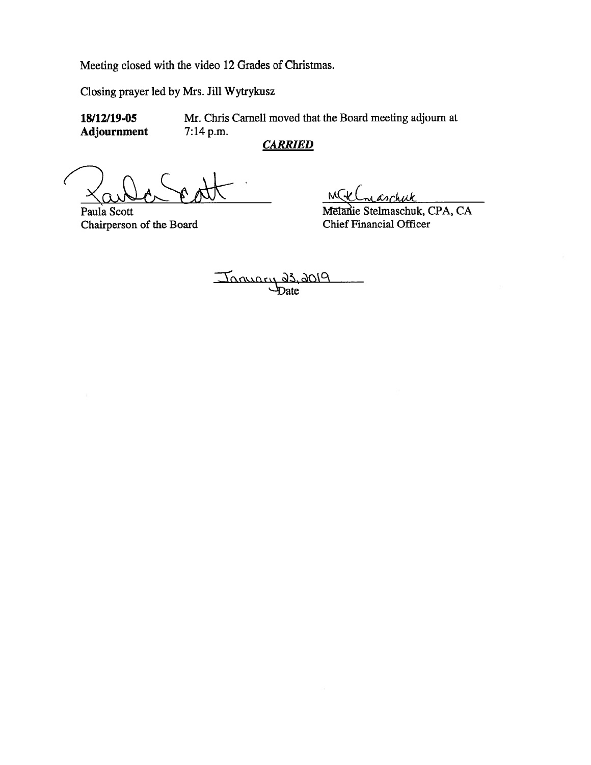Meeting closed with the video 12 Grades of Christmas.

Closing prayer led by Mrs. Jill Wytrykusz

| | |
|---|---|
| **18/12/19-05** **Adjournment** | Mr. Chris Carnell moved that the Board meeting adjourn at 7:14 p.m. |

***CARRIED***

Paula Scott
Chairperson of the Board

Melanie Stelmaschuk, CPA, CA
Chief Financial Officer

January 23, 2019
Date